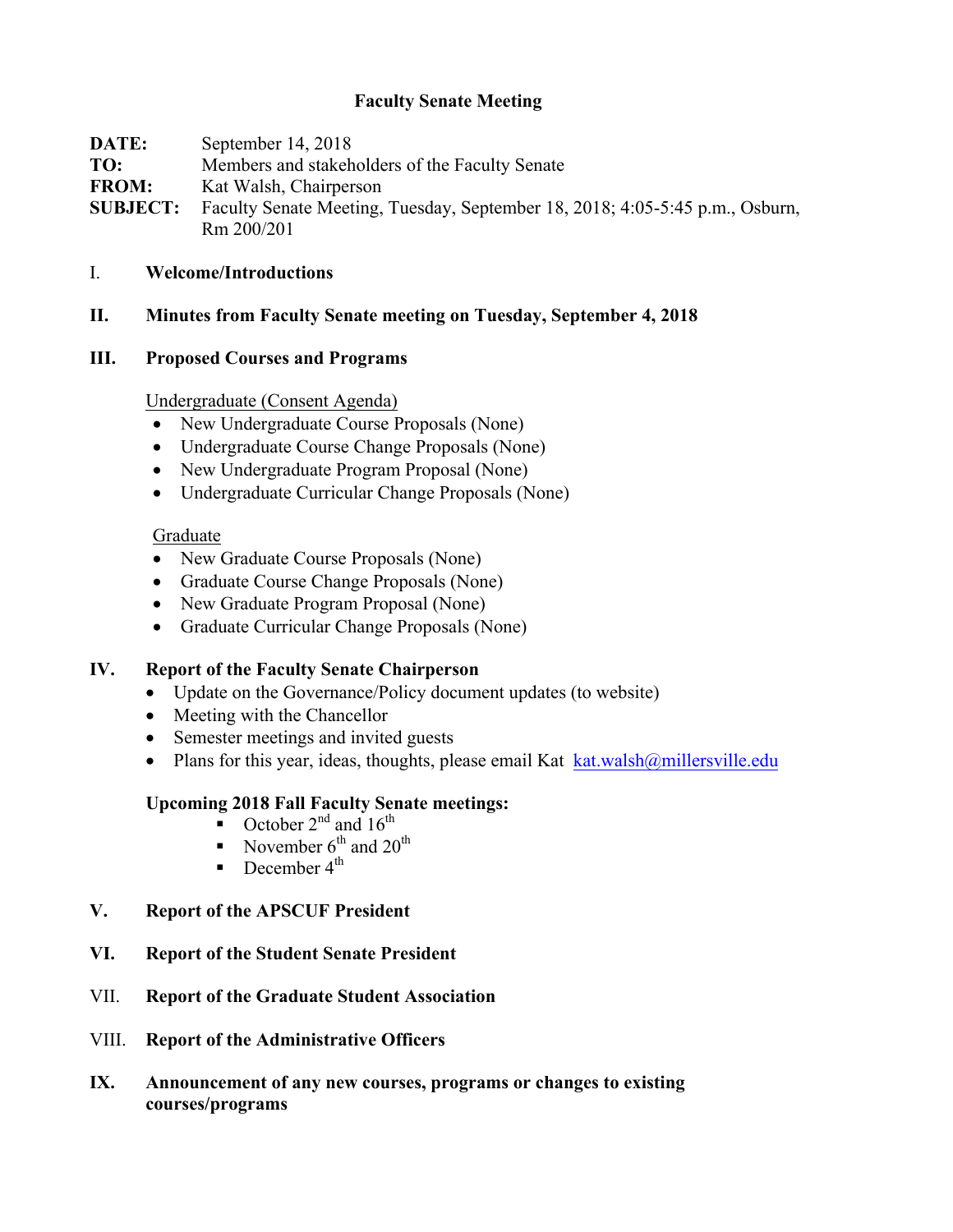# Faculty Senate Meeting

**DATE:** September 14, 2018
**TO:** Members and stakeholders of the Faculty Senate
**FROM:** Kat Walsh, Chairperson
**SUBJECT:** Faculty Senate Meeting, Tuesday, September 18, 2018; 4:05-5:45 p.m., Osburn, Rm 200/201

I. **Welcome/Introductions**

**II. Minutes from Faculty Senate meeting on Tuesday, September 4, 2018**

**III. Proposed Courses and Programs**

Undergraduate (Consent Agenda)

- New Undergraduate Course Proposals (None)
- Undergraduate Course Change Proposals (None)
- New Undergraduate Program Proposal (None)
- Undergraduate Curricular Change Proposals (None)

Graduate

- New Graduate Course Proposals (None)
- Graduate Course Change Proposals (None)
- New Graduate Program Proposal (None)
- Graduate Curricular Change Proposals (None)

**IV. Report of the Faculty Senate Chairperson**

- Update on the Governance/Policy document updates (to website)
- Meeting with the Chancellor
- Semester meetings and invited guests
- Plans for this year, ideas, thoughts, please email Kat kat.walsh@millersville.edu

**Upcoming 2018 Fall Faculty Senate meetings:**

- October 2nd and 16th
- November 6th and 20th
- December 4th

**V. Report of the APSCUF President**

**VI. Report of the Student Senate President**

VII. **Report of the Graduate Student Association**

VIII. **Report of the Administrative Officers**

**IX. Announcement of any new courses, programs or changes to existing courses/programs**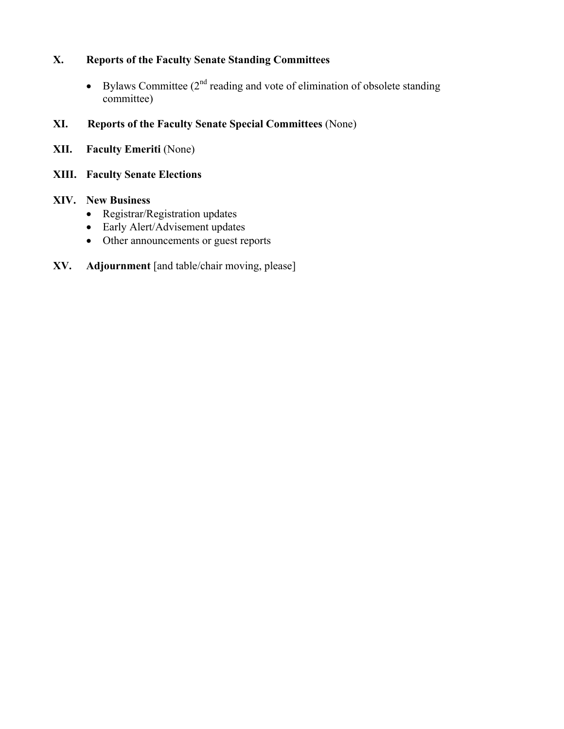**X. Reports of the Faculty Senate Standing Committees**

- Bylaws Committee (2nd reading and vote of elimination of obsolete standing committee)

**XI. Reports of the Faculty Senate Special Committees** (None)

**XII. Faculty Emeriti** (None)

**XIII. Faculty Senate Elections**

**XIV. New Business**

- Registrar/Registration updates
- Early Alert/Advisement updates
- Other announcements or guest reports

**XV. Adjournment** [and table/chair moving, please]